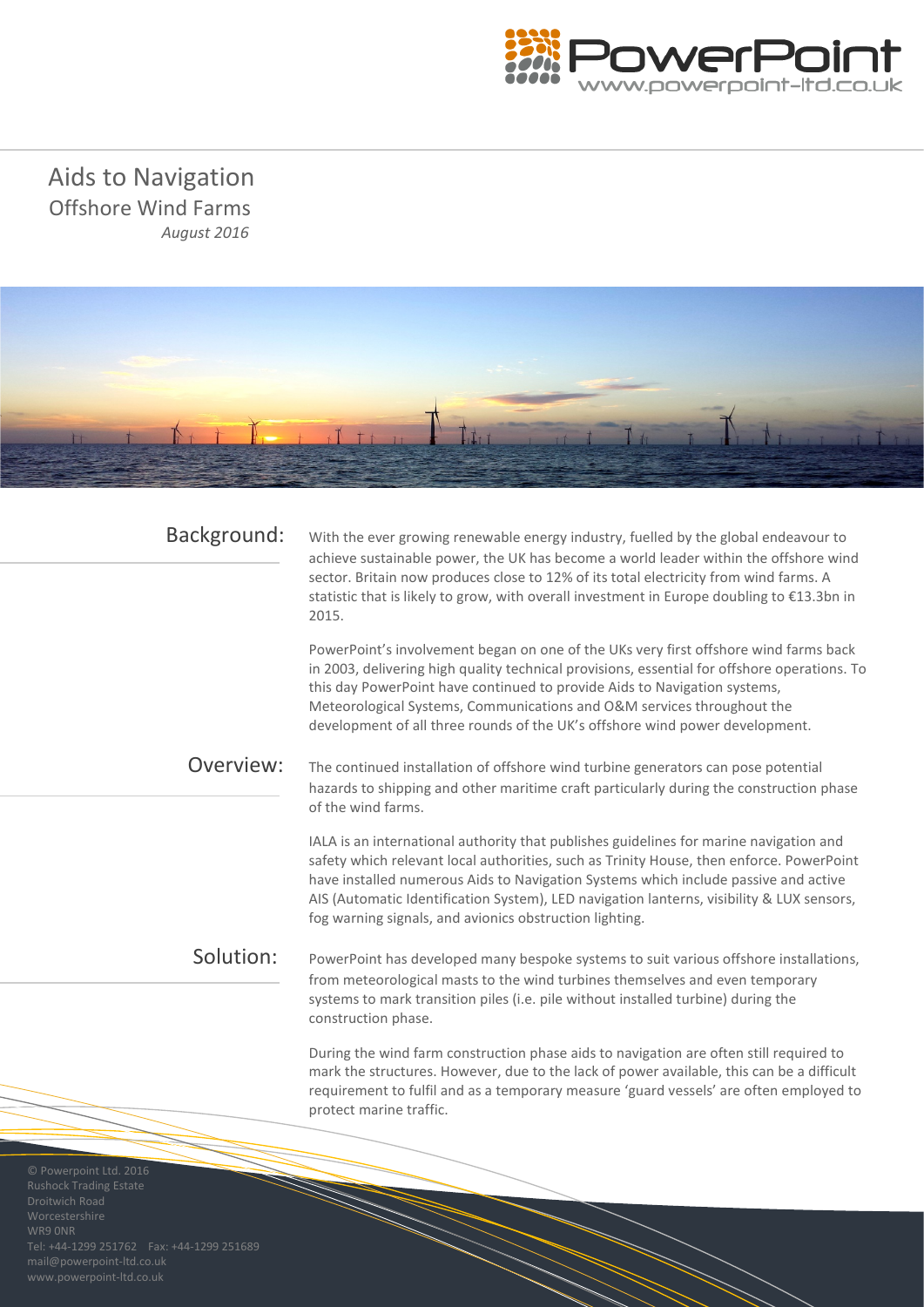# Aids to Navigation

## Offshore Wind Farms

*August 2016*

## Background:

With the ever growing renewable energy industry, fuelled by the global endeavour to achieve sustainable power, the UK has become a world leader within the offshore wind sector. Britain now produces close to 12% of its total electricity from wind farms. A statistic that is likely to grow, with overall investment in Europe doubling to €13.3bn in 2015.

PowerPoint's involvement began on one of the UKs very first offshore wind farms back in 2003, delivering high quality technical provisions, essential for offshore operations. To this day PowerPoint have continued to provide Aids to Navigation systems, Meteorological Systems, Communications and O&M services throughout the development of all three rounds of the UK's offshore wind power development.

## Overview:

The continued installation of offshore wind turbine generators can pose potential hazards to shipping and other maritime craft particularly during the construction phase of the wind farms.

IALA is an international authority that publishes guidelines for marine navigation and safety which relevant local authorities, such as Trinity House, then enforce. PowerPoint have installed numerous Aids to Navigation Systems which include passive and active AIS (Automatic Identification System), LED navigation lanterns, visibility & LUX sensors, fog warning signals, and avionics obstruction lighting.

## Solution:

PowerPoint has developed many bespoke systems to suit various offshore installations, from meteorological masts to the wind turbines themselves and even temporary systems to mark transition piles (i.e. pile without installed turbine) during the construction phase.

During the wind farm construction phase aids to navigation are often still required to mark the structures. However, due to the lack of power available, this can be a difficult requirement to fulfil and as a temporary measure 'guard vessels' are often employed to protect marine traffic.

© Powerpoint Ltd. 2016
Rushock Trading Estate
Droitwich Road
Worcestershire
WR9 0NR
Tel: +44-1299 251762 Fax: +44-1299 251689
mail@powerpoint-ltd.co.uk
www.powerpoint-ltd.co.uk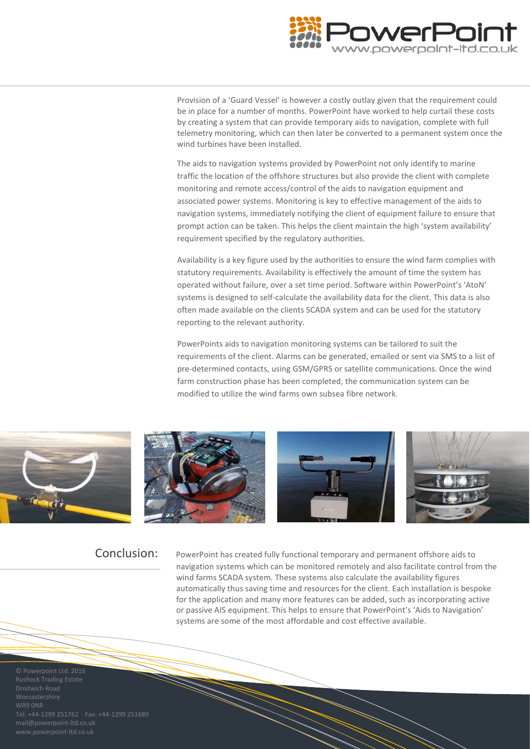Provision of a 'Guard Vessel' is however a costly outlay given that the requirement could be in place for a number of months. PowerPoint have worked to help curtail these costs by creating a system that can provide temporary aids to navigation, complete with full telemetry monitoring, which can then later be converted to a permanent system once the wind turbines have been installed.

The aids to navigation systems provided by PowerPoint not only identify to marine traffic the location of the offshore structures but also provide the client with complete monitoring and remote access/control of the aids to navigation equipment and associated power systems. Monitoring is key to effective management of the aids to navigation systems, immediately notifying the client of equipment failure to ensure that prompt action can be taken. This helps the client maintain the high 'system availability' requirement specified by the regulatory authorities.

Availability is a key figure used by the authorities to ensure the wind farm complies with statutory requirements. Availability is effectively the amount of time the system has operated without failure, over a set time period. Software within PowerPoint's 'AtoN' systems is designed to self-calculate the availability data for the client. This data is also often made available on the clients SCADA system and can be used for the statutory reporting to the relevant authority.

PowerPoints aids to navigation monitoring systems can be tailored to suit the requirements of the client. Alarms can be generated, emailed or sent via SMS to a list of pre-determined contacts, using GSM/GPRS or satellite communications. Once the wind farm construction phase has been completed, the communication system can be modified to utilize the wind farms own subsea fibre network.

## Conclusion:

PowerPoint has created fully functional temporary and permanent offshore aids to navigation systems which can be monitored remotely and also facilitate control from the wind farms SCADA system. These systems also calculate the availability figures automatically thus saving time and resources for the client. Each installation is bespoke for the application and many more features can be added, such as incorporating active or passive AIS equipment. This helps to ensure that PowerPoint's 'Aids to Navigation' systems are some of the most affordable and cost effective available.

© Powerpoint Ltd. 2016
Rushock Trading Estate
Droitwich Road
Worcestershire
WR9 0NR
Tel: +44-1299 251762 Fax: +44-1299 251689
mail@powerpoint-ltd.co.uk
www.powerpoint-ltd.co.uk